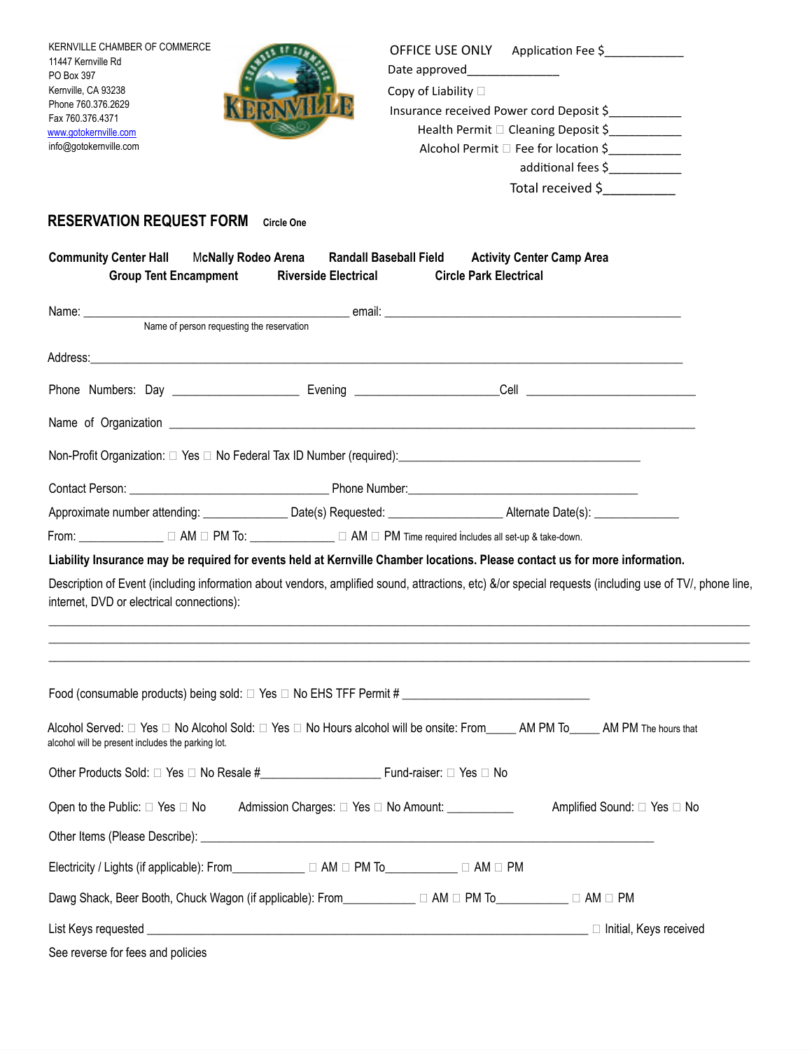KERNVILLE CHAMBER OF COMMERCE
11447 Kernville Rd
PO Box 397
Kernville, CA 93238
Phone 760.376.2629
Fax 760.376.4371
www.gotokernville.com
info@gotokernville.com

OFFICE USE ONLY Application Fee $___________
Date approved_____________
Copy of Liability ☐
Insurance received Power cord Deposit $__________
Health Permit ☐ Cleaning Deposit $__________
Alcohol Permit ☐ Fee for location $__________
additional fees $__________
Total received $__________

## RESERVATION REQUEST FORM Circle One

**Community Center Hall   McNally Rodeo Arena   Randall Baseball Field   Activity Center Camp Area**
**Group Tent Encampment   Riverside Electrical   Circle Park Electrical**

Name: ________________________________________ email: ____________________________________________
Name of person requesting the reservation

Address:___________________________________________________________________________________________

Phone Numbers: Day ___________________ Evening _____________________Cell _________________________

Name of Organization ______________________________________________________________________________

Non-Profit Organization: ☐ Yes ☐ No Federal Tax ID Number (required):_____________________________________

Contact Person: ______________________________ Phone Number:__________________________________

Approximate number attending: _____________ Date(s) Requested: _________________ Alternate Date(s): _____________

From: _____________ ☐ AM ☐ PM To: _____________ ☐ AM ☐ PM Time required includes all set-up & take-down.

**Liability Insurance may be required for events held at Kernville Chamber locations. Please contact us for more information.**

Description of Event (including information about vendors, amplified sound, attractions, etc) &/or special requests (including use of TV/, phone line, internet, DVD or electrical connections):

_____________________________________________________________________________________________
_____________________________________________________________________________________________
_____________________________________________________________________________________________

Food (consumable products) being sold: ☐ Yes ☐ No EHS TFF Permit # ____________________________

Alcohol Served: ☐ Yes ☐ No Alcohol Sold: ☐ Yes ☐ No Hours alcohol will be onsite: From_____ AM PM To_____ AM PM The hours that alcohol will be present includes the parking lot.

Other Products Sold: ☐ Yes ☐ No Resale #__________________ Fund-raiser: ☐ Yes ☐ No

Open to the Public: ☐ Yes ☐ No   Admission Charges: ☐ Yes ☐ No Amount: __________   Amplified Sound: ☐ Yes ☐ No

Other Items (Please Describe): _________________________________________________________________

Electricity / Lights (if applicable): From___________ ☐ AM ☐ PM To___________ ☐ AM ☐ PM

Dawg Shack, Beer Booth, Chuck Wagon (if applicable): From___________ ☐ AM ☐ PM To___________ ☐ AM ☐ PM

List Keys requested _____________________________________________________________ ☐ Initial, Keys received

See reverse for fees and policies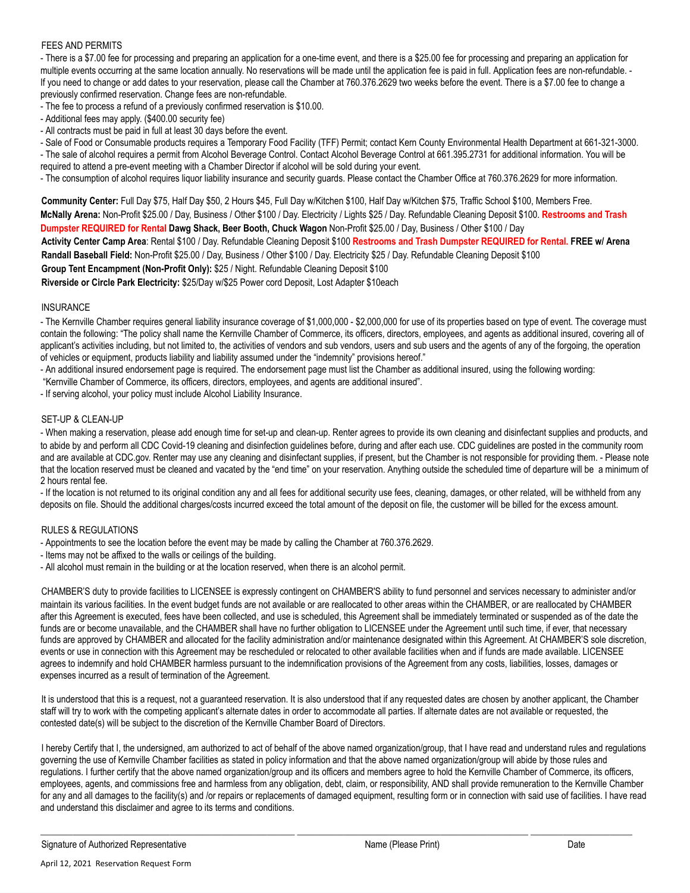FEES AND PERMITS

- There is a $7.00 fee for processing and preparing an application for a one-time event, and there is a $25.00 fee for processing and preparing an application for multiple events occurring at the same location annually. No reservations will be made until the application fee is paid in full. Application fees are non-refundable. - If you need to change or add dates to your reservation, please call the Chamber at 760.376.2629 two weeks before the event. There is a $7.00 fee to change a previously confirmed reservation. Change fees are non-refundable.
- The fee to process a refund of a previously confirmed reservation is $10.00.
- Additional fees may apply. ($400.00 security fee)
- All contracts must be paid in full at least 30 days before the event.
- Sale of Food or Consumable products requires a Temporary Food Facility (TFF) Permit; contact Kern County Environmental Health Department at 661-321-3000.
- The sale of alcohol requires a permit from Alcohol Beverage Control. Contact Alcohol Beverage Control at 661.395.2731 for additional information. You will be required to attend a pre-event meeting with a Chamber Director if alcohol will be sold during your event.
- The consumption of alcohol requires liquor liability insurance and security guards. Please contact the Chamber Office at 760.376.2629 for more information.

**Community Center:** Full Day $75, Half Day $50, 2 Hours $45, Full Day w/Kitchen $100, Half Day w/Kitchen $75, Traffic School $100, Members Free.
**McNally Arena:** Non-Profit $25.00 / Day, Business / Other $100 / Day. Electricity / Lights $25 / Day. Refundable Cleaning Deposit $100. **Restrooms and Trash Dumpster REQUIRED for Rental** **Dawg Shack, Beer Booth, Chuck Wagon** Non-Profit $25.00 / Day, Business / Other $100 / Day
**Activity Center Camp Area**: Rental $100 / Day. Refundable Cleaning Deposit $100 **Restrooms and Trash Dumpster REQUIRED for Rental. FREE w/ Arena**
**Randall Baseball Field:** Non-Profit $25.00 / Day, Business / Other $100 / Day. Electricity $25 / Day. Refundable Cleaning Deposit $100
**Group Tent Encampment (Non-Profit Only):** $25 / Night. Refundable Cleaning Deposit $100
**Riverside or Circle Park Electricity:** $25/Day w/$25 Power cord Deposit, Lost Adapter $10each

INSURANCE

- The Kernville Chamber requires general liability insurance coverage of $1,000,000 - $2,000,000 for use of its properties based on type of event. The coverage must contain the following: "The policy shall name the Kernville Chamber of Commerce, its officers, directors, employees, and agents as additional insured, covering all of applicant's activities including, but not limited to, the activities of vendors and sub vendors, users and sub users and the agents of any of the forgoing, the operation of vehicles or equipment, products liability and liability assumed under the "indemnity" provisions hereof."
- An additional insured endorsement page is required. The endorsement page must list the Chamber as additional insured, using the following wording: "Kernville Chamber of Commerce, its officers, directors, employees, and agents are additional insured".
- If serving alcohol, your policy must include Alcohol Liability Insurance.

SET-UP & CLEAN-UP

- When making a reservation, please add enough time for set-up and clean-up. Renter agrees to provide its own cleaning and disinfectant supplies and products, and to abide by and perform all CDC Covid-19 cleaning and disinfection guidelines before, during and after each use. CDC guidelines are posted in the community room and are available at CDC.gov. Renter may use any cleaning and disinfectant supplies, if present, but the Chamber is not responsible for providing them. - Please note that the location reserved must be cleaned and vacated by the "end time" on your reservation. Anything outside the scheduled time of departure will be a minimum of 2 hours rental fee.
- If the location is not returned to its original condition any and all fees for additional security use fees, cleaning, damages, or other related, will be withheld from any deposits on file. Should the additional charges/costs incurred exceed the total amount of the deposit on file, the customer will be billed for the excess amount.

RULES & REGULATIONS

- Appointments to see the location before the event may be made by calling the Chamber at 760.376.2629.
- Items may not be affixed to the walls or ceilings of the building.
- All alcohol must remain in the building or at the location reserved, when there is an alcohol permit.

CHAMBER'S duty to provide facilities to LICENSEE is expressly contingent on CHAMBER'S ability to fund personnel and services necessary to administer and/or maintain its various facilities. In the event budget funds are not available or are reallocated to other areas within the CHAMBER, or are reallocated by CHAMBER after this Agreement is executed, fees have been collected, and use is scheduled, this Agreement shall be immediately terminated or suspended as of the date the funds are or become unavailable, and the CHAMBER shall have no further obligation to LICENSEE under the Agreement until such time, if ever, that necessary funds are approved by CHAMBER and allocated for the facility administration and/or maintenance designated within this Agreement. At CHAMBER'S sole discretion, events or use in connection with this Agreement may be rescheduled or relocated to other available facilities when and if funds are made available. LICENSEE agrees to indemnify and hold CHAMBER harmless pursuant to the indemnification provisions of the Agreement from any costs, liabilities, losses, damages or expenses incurred as a result of termination of the Agreement.

It is understood that this is a request, not a guaranteed reservation. It is also understood that if any requested dates are chosen by another applicant, the Chamber staff will try to work with the competing applicant's alternate dates in order to accommodate all parties. If alternate dates are not available or requested, the contested date(s) will be subject to the discretion of the Kernville Chamber Board of Directors.

I hereby Certify that I, the undersigned, am authorized to act of behalf of the above named organization/group, that I have read and understand rules and regulations governing the use of Kernville Chamber facilities as stated in policy information and that the above named organization/group will abide by those rules and regulations. I further certify that the above named organization/group and its officers and members agree to hold the Kernville Chamber of Commerce, its officers, employees, agents, and commissions free and harmless from any obligation, debt, claim, or responsibility, AND shall provide remuneration to the Kernville Chamber for any and all damages to the facility(s) and /or repairs or replacements of damaged equipment, resulting form or in connection with said use of facilities. I have read and understand this disclaimer and agree to its terms and conditions.

_______________________________ _______________________________ _______________

Signature of Authorized Representative Name (Please Print) Date

April 12, 2021 Reservation Request Form